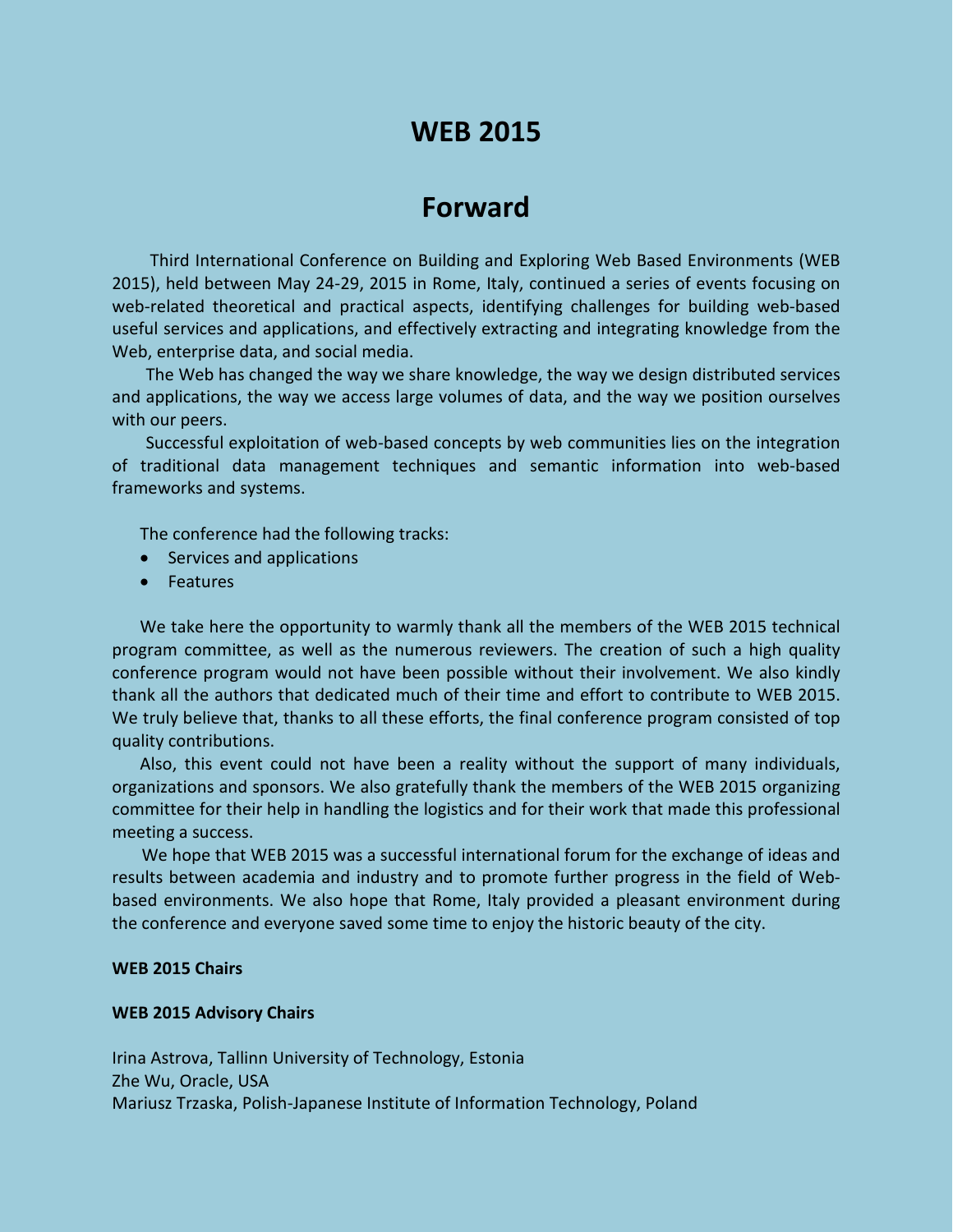# WEB 2015

## Forward

Third International Conference on Building and Exploring Web Based Environments (WEB 2015), held between May 24-29, 2015 in Rome, Italy, continued a series of events focusing on web-related theoretical and practical aspects, identifying challenges for building web-based useful services and applications, and effectively extracting and integrating knowledge from the Web, enterprise data, and social media.

The Web has changed the way we share knowledge, the way we design distributed services and applications, the way we access large volumes of data, and the way we position ourselves with our peers.

Successful exploitation of web-based concepts by web communities lies on the integration of traditional data management techniques and semantic information into web-based frameworks and systems.

The conference had the following tracks:

- Services and applications
- Features

We take here the opportunity to warmly thank all the members of the WEB 2015 technical program committee, as well as the numerous reviewers. The creation of such a high quality conference program would not have been possible without their involvement. We also kindly thank all the authors that dedicated much of their time and effort to contribute to WEB 2015. We truly believe that, thanks to all these efforts, the final conference program consisted of top quality contributions.

Also, this event could not have been a reality without the support of many individuals, organizations and sponsors. We also gratefully thank the members of the WEB 2015 organizing committee for their help in handling the logistics and for their work that made this professional meeting a success.

We hope that WEB 2015 was a successful international forum for the exchange of ideas and results between academia and industry and to promote further progress in the field of Web-based environments. We also hope that Rome, Italy provided a pleasant environment during the conference and everyone saved some time to enjoy the historic beauty of the city.

**WEB 2015 Chairs**

**WEB 2015 Advisory Chairs**

Irina Astrova, Tallinn University of Technology, Estonia
Zhe Wu, Oracle, USA
Mariusz Trzaska, Polish-Japanese Institute of Information Technology, Poland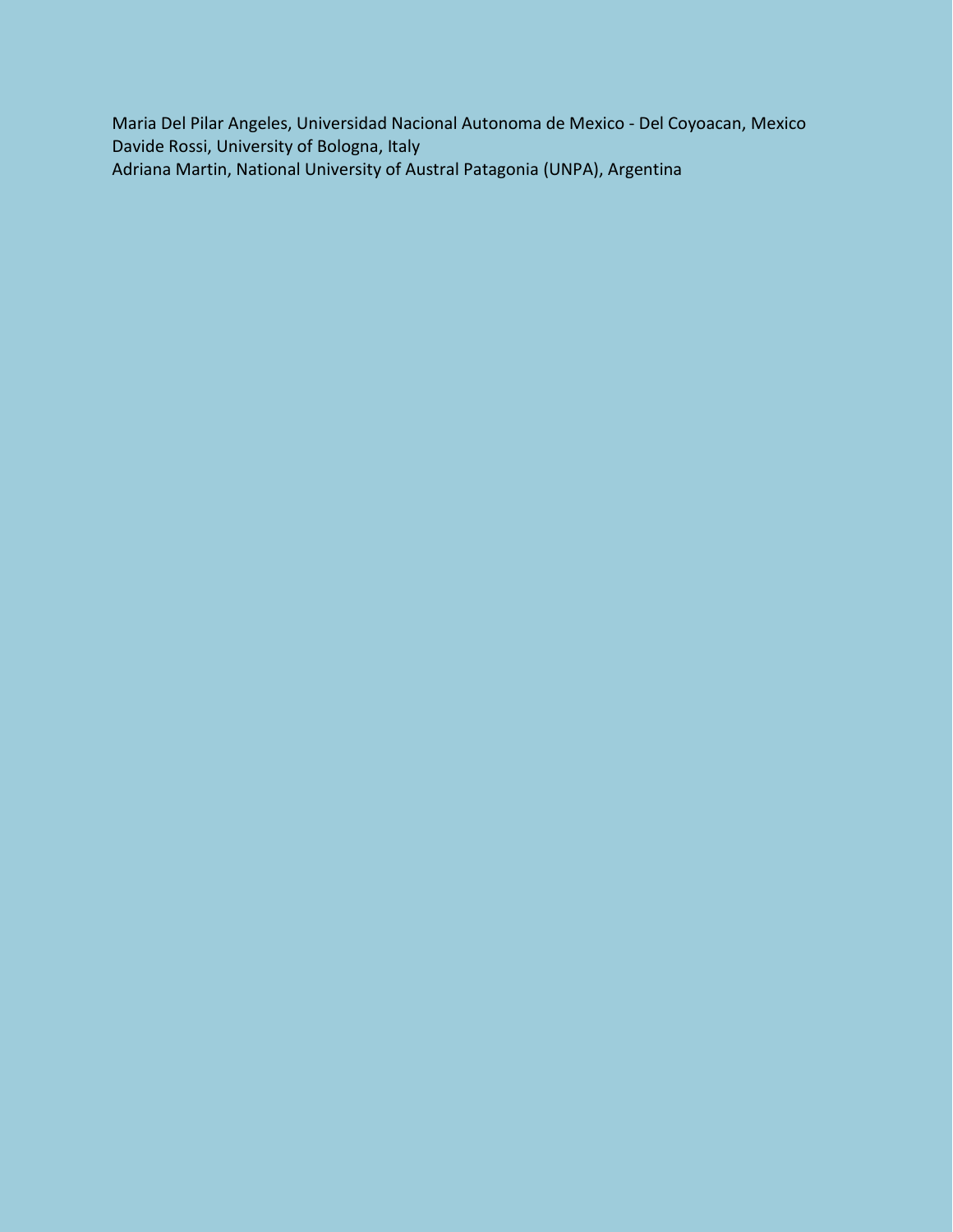Maria Del Pilar Angeles, Universidad Nacional Autonoma de Mexico - Del Coyoacan, Mexico
Davide Rossi, University of Bologna, Italy
Adriana Martin, National University of Austral Patagonia (UNPA), Argentina